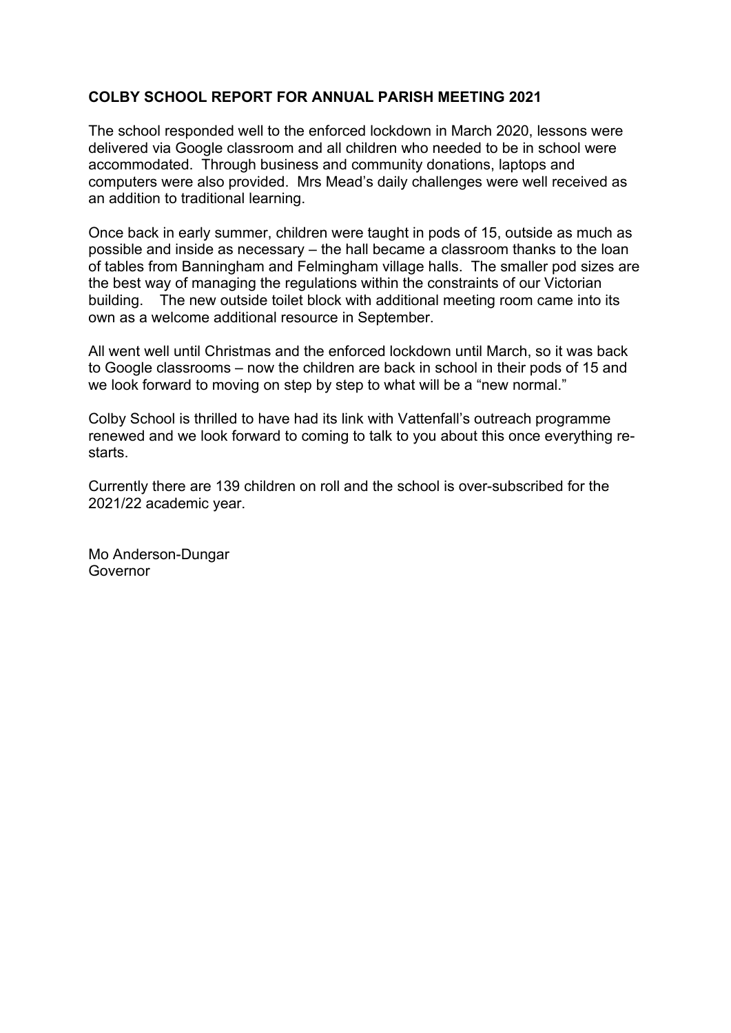**COLBY SCHOOL REPORT FOR ANNUAL PARISH MEETING 2021**

The school responded well to the enforced lockdown in March 2020, lessons were delivered via Google classroom and all children who needed to be in school were accommodated. Through business and community donations, laptops and computers were also provided. Mrs Mead's daily challenges were well received as an addition to traditional learning.

Once back in early summer, children were taught in pods of 15, outside as much as possible and inside as necessary – the hall became a classroom thanks to the loan of tables from Banningham and Felmingham village halls. The smaller pod sizes are the best way of managing the regulations within the constraints of our Victorian building. The new outside toilet block with additional meeting room came into its own as a welcome additional resource in September.

All went well until Christmas and the enforced lockdown until March, so it was back to Google classrooms – now the children are back in school in their pods of 15 and we look forward to moving on step by step to what will be a "new normal."

Colby School is thrilled to have had its link with Vattenfall's outreach programme renewed and we look forward to coming to talk to you about this once everything re-starts.

Currently there are 139 children on roll and the school is over-subscribed for the 2021/22 academic year.

Mo Anderson-Dungar
Governor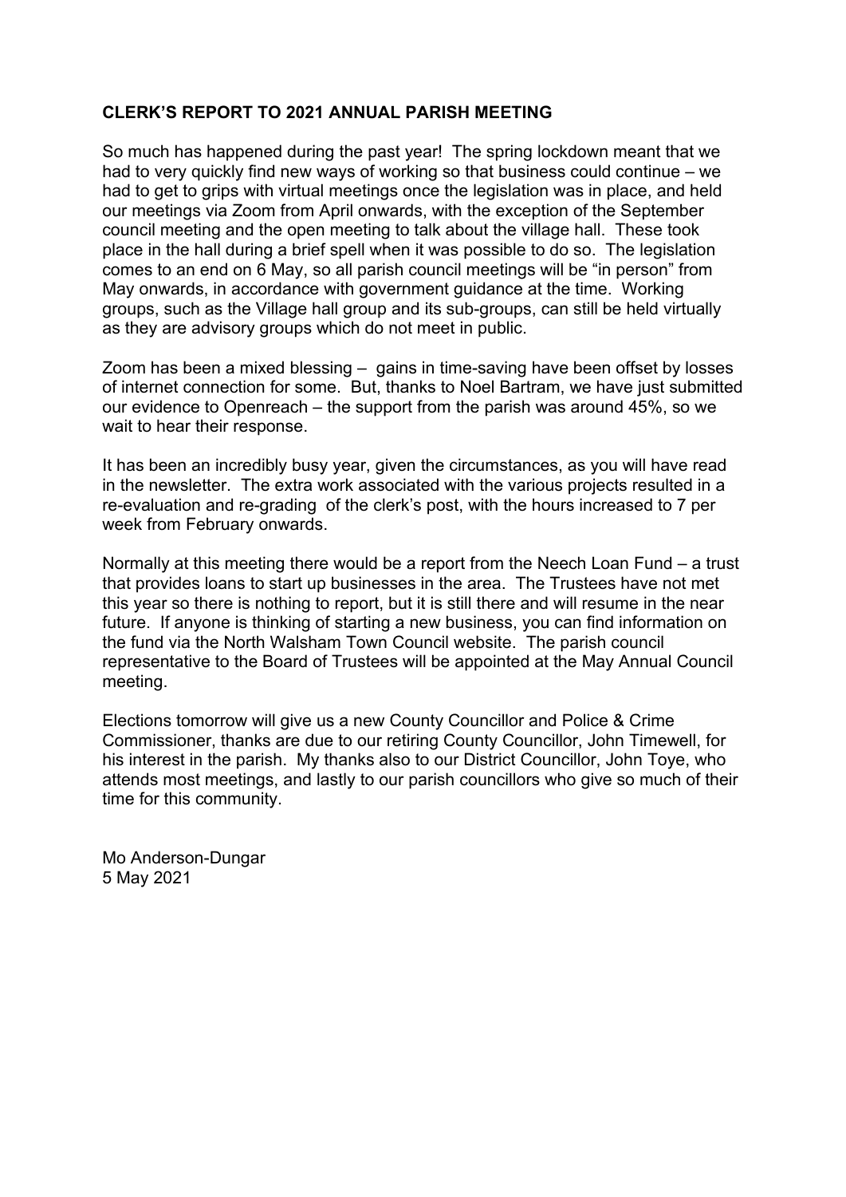**CLERK'S REPORT TO 2021 ANNUAL PARISH MEETING**

So much has happened during the past year! The spring lockdown meant that we had to very quickly find new ways of working so that business could continue – we had to get to grips with virtual meetings once the legislation was in place, and held our meetings via Zoom from April onwards, with the exception of the September council meeting and the open meeting to talk about the village hall. These took place in the hall during a brief spell when it was possible to do so. The legislation comes to an end on 6 May, so all parish council meetings will be "in person" from May onwards, in accordance with government guidance at the time. Working groups, such as the Village hall group and its sub-groups, can still be held virtually as they are advisory groups which do not meet in public.

Zoom has been a mixed blessing – gains in time-saving have been offset by losses of internet connection for some. But, thanks to Noel Bartram, we have just submitted our evidence to Openreach – the support from the parish was around 45%, so we wait to hear their response.

It has been an incredibly busy year, given the circumstances, as you will have read in the newsletter. The extra work associated with the various projects resulted in a re-evaluation and re-grading of the clerk's post, with the hours increased to 7 per week from February onwards.

Normally at this meeting there would be a report from the Neech Loan Fund – a trust that provides loans to start up businesses in the area. The Trustees have not met this year so there is nothing to report, but it is still there and will resume in the near future. If anyone is thinking of starting a new business, you can find information on the fund via the North Walsham Town Council website. The parish council representative to the Board of Trustees will be appointed at the May Annual Council meeting.

Elections tomorrow will give us a new County Councillor and Police & Crime Commissioner, thanks are due to our retiring County Councillor, John Timewell, for his interest in the parish. My thanks also to our District Councillor, John Toye, who attends most meetings, and lastly to our parish councillors who give so much of their time for this community.

Mo Anderson-Dungar
5 May 2021